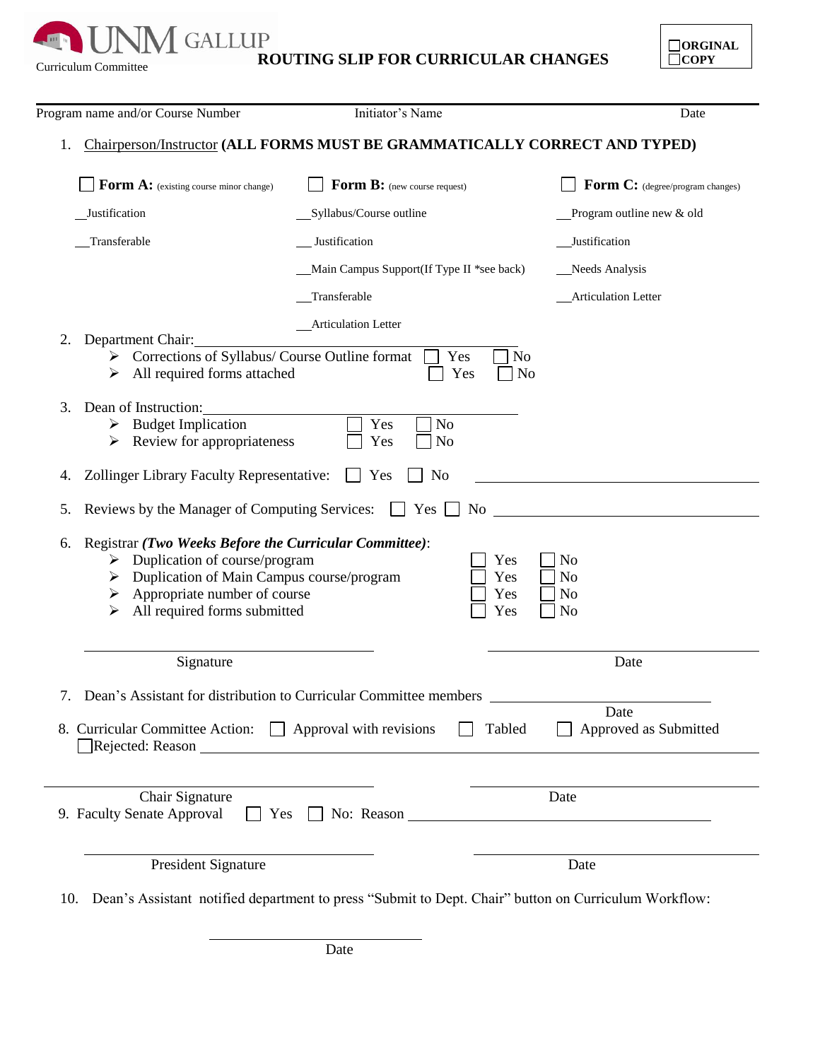UNM GALLUP

Curriculum Committee

# ROUTING SLIP FOR CURRICULAR CHANGES

☐ ORGINAL
☐ COPY

Program name and/or Course Number　　　　Initiator's Name　　　　Date

1. Chairperson/Instructor **(ALL FORMS MUST BE GRAMMATICALLY CORRECT AND TYPED)**

| ☐ **Form A:** (existing course minor change) | ☐ **Form B:** (new course request) | ☐ **Form C:** (degree/program changes) |
|---|---|---|
| __Justification | __Syllabus/Course outline | __Program outline new & old |
| __Transferable | __ Justification | __Justification |
| | __Main Campus Support(If Type II *see back) | __Needs Analysis |
| | __Transferable | __Articulation Letter |
| | __Articulation Letter | |

2. Department Chair:______________________________
   - Corrections of Syllabus/ Course Outline format ☐ Yes ☐ No
   - All required forms attached ☐ Yes ☐ No

3. Dean of Instruction:______________________________
   - Budget Implication ☐ Yes ☐ No
   - Review for appropriateness ☐ Yes ☐ No

4. Zollinger Library Faculty Representative: ☐ Yes ☐ No ______________________________

5. Reviews by the Manager of Computing Services: ☐ Yes ☐ No ______________________________

6. Registrar ***(Two Weeks Before the Curricular Committee)***:
   - Duplication of course/program ☐ Yes ☐ No
   - Duplication of Main Campus course/program ☐ Yes ☐ No
   - Appropriate number of course ☐ Yes ☐ No
   - All required forms submitted ☐ Yes ☐ No

______________________________　　　　______________________________
Signature　　　　Date

7. Dean's Assistant for distribution to Curricular Committee members ______________________________
Date

8. Curricular Committee Action: ☐ Approval with revisions ☐ Tabled ☐ Approved as Submitted
   ☐ Rejected: Reason ______________________________

______________________________　　　　______________________________
Chair Signature　　　　Date

9. Faculty Senate Approval ☐ Yes ☐ No: Reason ______________________________

______________________________　　　　______________________________
President Signature　　　　Date

10. Dean's Assistant notified department to press "Submit to Dept. Chair" button on Curriculum Workflow:

______________________________
Date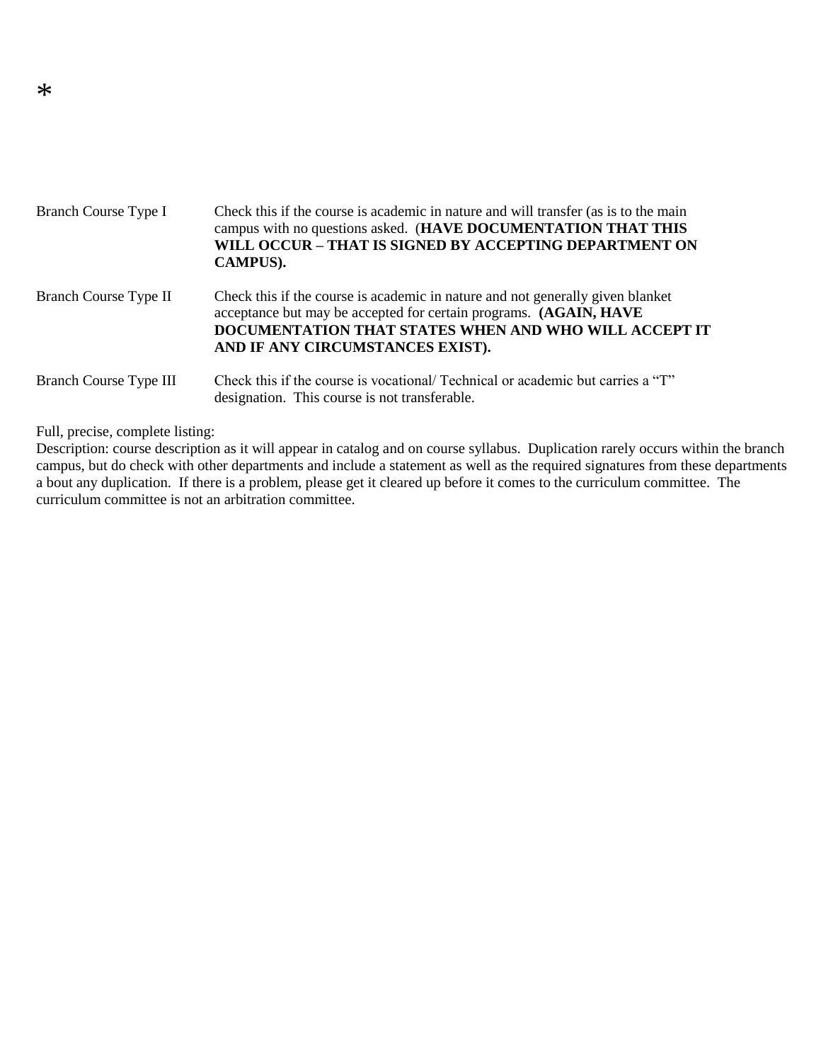*

| | |
|---|---|
| Branch Course Type I | Check this if the course is academic in nature and will transfer (as is to the main campus with no questions asked. (**HAVE DOCUMENTATION THAT THIS WILL OCCUR – THAT IS SIGNED BY ACCEPTING DEPARTMENT ON CAMPUS).** |
| Branch Course Type II | Check this if the course is academic in nature and not generally given blanket acceptance but may be accepted for certain programs. **(AGAIN, HAVE DOCUMENTATION THAT STATES WHEN AND WHO WILL ACCEPT IT AND IF ANY CIRCUMSTANCES EXIST).** |
| Branch Course Type III | Check this if the course is vocational/ Technical or academic but carries a "T" designation. This course is not transferable. |

Full, precise, complete listing:
Description: course description as it will appear in catalog and on course syllabus. Duplication rarely occurs within the branch campus, but do check with other departments and include a statement as well as the required signatures from these departments a bout any duplication. If there is a problem, please get it cleared up before it comes to the curriculum committee. The curriculum committee is not an arbitration committee.